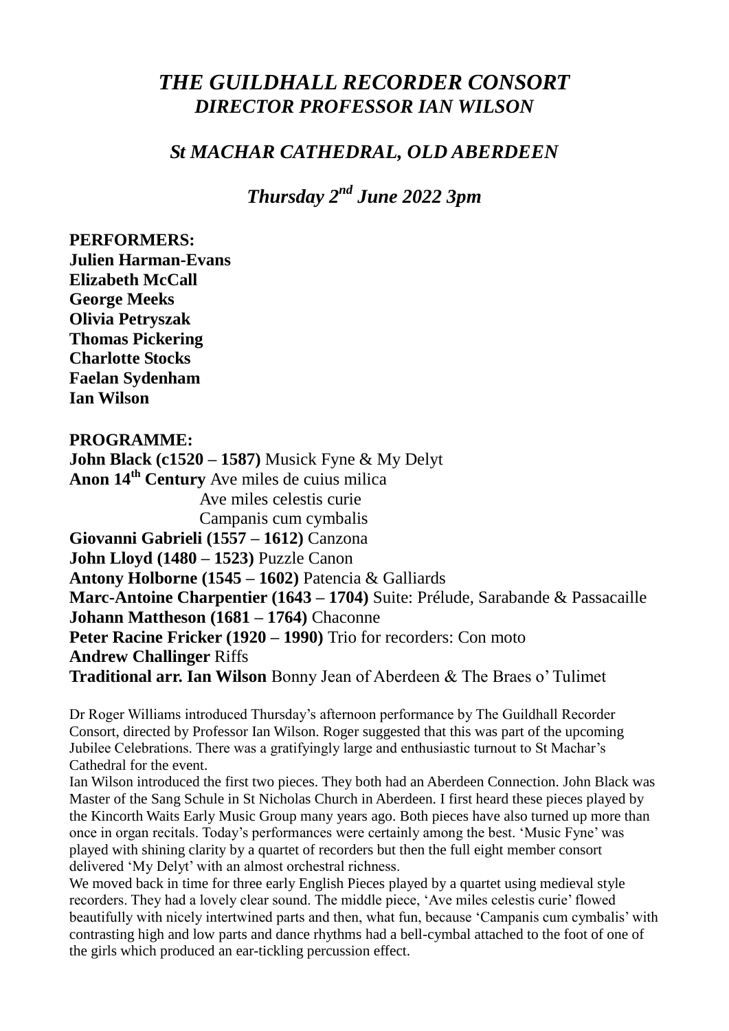# *THE GUILDHALL RECORDER CONSORT*
## *DIRECTOR PROFESSOR IAN WILSON*

## *St MACHAR CATHEDRAL, OLD ABERDEEN*

## *Thursday 2nd June 2022 3pm*

**PERFORMERS:**
**Julien Harman-Evans**
**Elizabeth McCall**
**George Meeks**
**Olivia Petryszak**
**Thomas Pickering**
**Charlotte Stocks**
**Faelan Sydenham**
**Ian Wilson**

**PROGRAMME:**
**John Black (c1520 – 1587)** Musick Fyne & My Delyt
**Anon 14th Century** Ave miles de cuius milica
Ave miles celestis curie
Campanis cum cymbalis
**Giovanni Gabrieli (1557 – 1612)** Canzona
**John Lloyd (1480 – 1523)** Puzzle Canon
**Antony Holborne (1545 – 1602)** Patencia & Galliards
**Marc-Antoine Charpentier (1643 – 1704)** Suite: Prélude, Sarabande & Passacaille
**Johann Mattheson (1681 – 1764)** Chaconne
**Peter Racine Fricker (1920 – 1990)** Trio for recorders: Con moto
**Andrew Challinger** Riffs
**Traditional arr. Ian Wilson** Bonny Jean of Aberdeen & The Braes o' Tulimet

Dr Roger Williams introduced Thursday's afternoon performance by The Guildhall Recorder Consort, directed by Professor Ian Wilson. Roger suggested that this was part of the upcoming Jubilee Celebrations. There was a gratifyingly large and enthusiastic turnout to St Machar's Cathedral for the event.

Ian Wilson introduced the first two pieces. They both had an Aberdeen Connection. John Black was Master of the Sang Schule in St Nicholas Church in Aberdeen. I first heard these pieces played by the Kincorth Waits Early Music Group many years ago. Both pieces have also turned up more than once in organ recitals. Today's performances were certainly among the best. 'Music Fyne' was played with shining clarity by a quartet of recorders but then the full eight member consort delivered 'My Delyt' with an almost orchestral richness.

We moved back in time for three early English Pieces played by a quartet using medieval style recorders. They had a lovely clear sound. The middle piece, 'Ave miles celestis curie' flowed beautifully with nicely intertwined parts and then, what fun, because 'Campanis cum cymbalis' with contrasting high and low parts and dance rhythms had a bell-cymbal attached to the foot of one of the girls which produced an ear-tickling percussion effect.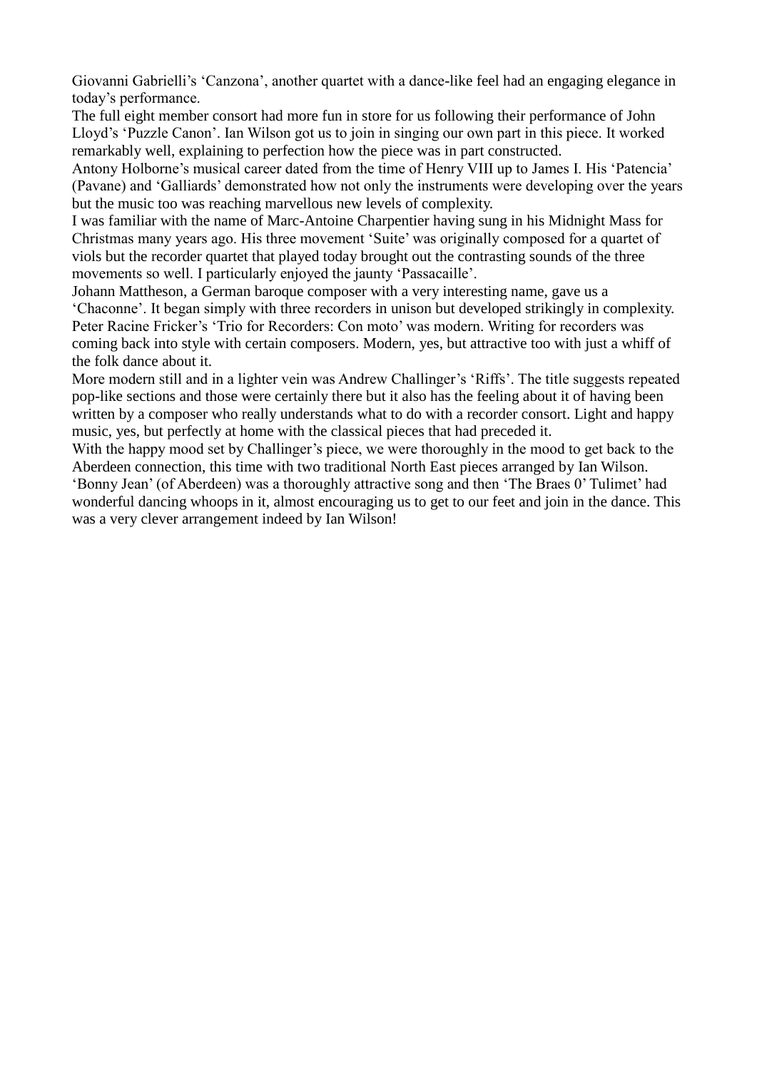Giovanni Gabrielli's 'Canzona', another quartet with a dance-like feel had an engaging elegance in today's performance.

The full eight member consort had more fun in store for us following their performance of John Lloyd's 'Puzzle Canon'. Ian Wilson got us to join in singing our own part in this piece. It worked remarkably well, explaining to perfection how the piece was in part constructed.

Antony Holborne's musical career dated from the time of Henry VIII up to James I. His 'Patencia' (Pavane) and 'Galliards' demonstrated how not only the instruments were developing over the years but the music too was reaching marvellous new levels of complexity.

I was familiar with the name of Marc-Antoine Charpentier having sung in his Midnight Mass for Christmas many years ago. His three movement 'Suite' was originally composed for a quartet of viols but the recorder quartet that played today brought out the contrasting sounds of the three movements so well. I particularly enjoyed the jaunty 'Passacaille'.

Johann Mattheson, a German baroque composer with a very interesting name, gave us a 'Chaconne'. It began simply with three recorders in unison but developed strikingly in complexity.

Peter Racine Fricker's 'Trio for Recorders: Con moto' was modern. Writing for recorders was coming back into style with certain composers. Modern, yes, but attractive too with just a whiff of the folk dance about it.

More modern still and in a lighter vein was Andrew Challinger's 'Riffs'. The title suggests repeated pop-like sections and those were certainly there but it also has the feeling about it of having been written by a composer who really understands what to do with a recorder consort. Light and happy music, yes, but perfectly at home with the classical pieces that had preceded it.

With the happy mood set by Challinger's piece, we were thoroughly in the mood to get back to the Aberdeen connection, this time with two traditional North East pieces arranged by Ian Wilson. 'Bonny Jean' (of Aberdeen) was a thoroughly attractive song and then 'The Braes 0' Tulimet' had wonderful dancing whoops in it, almost encouraging us to get to our feet and join in the dance. This was a very clever arrangement indeed by Ian Wilson!